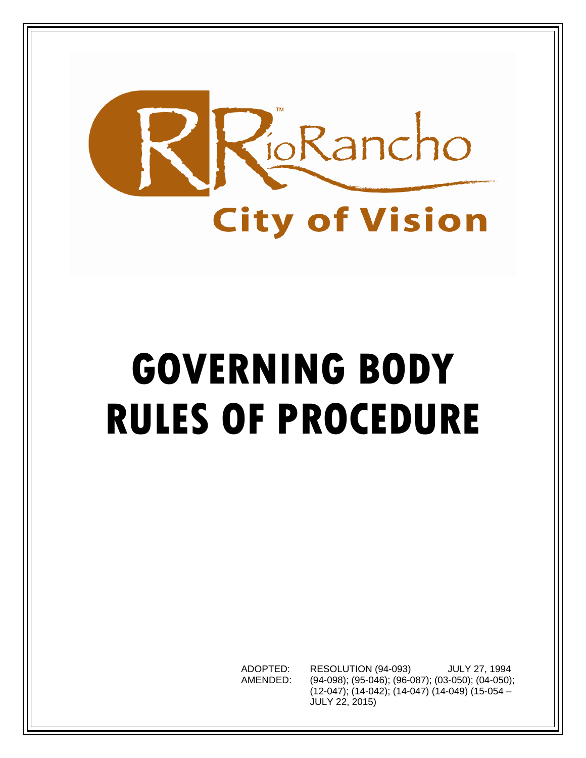RioRancho™

City of Vision

# GOVERNING BODY RULES OF PROCEDURE

ADOPTED: RESOLUTION (94-093) JULY 27, 1994

AMENDED: (94-098); (95-046); (96-087); (03-050); (04-050); (12-047); (14-042); (14-047) (14-049) (15-054 – JULY 22, 2015)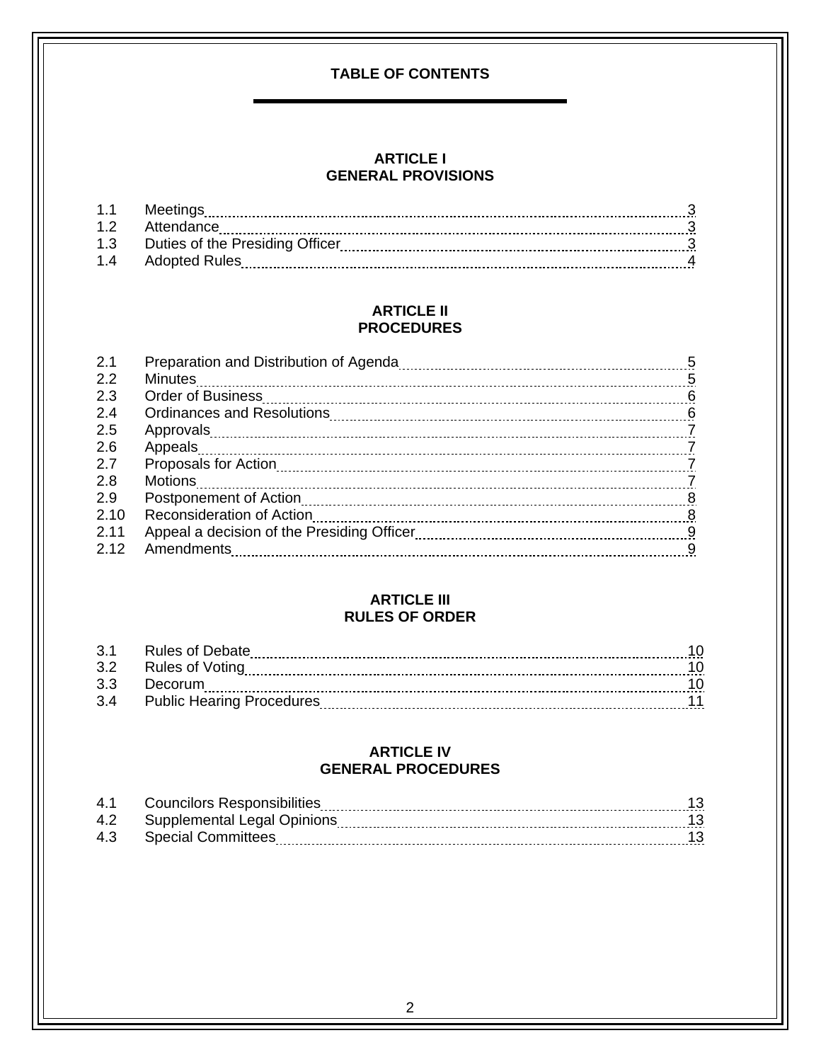# TABLE OF CONTENTS

## ARTICLE I
## GENERAL PROVISIONS

| | | |
|---|---|---|
| 1.1 | Meetings | 3 |
| 1.2 | Attendance | 3 |
| 1.3 | Duties of the Presiding Officer | 3 |
| 1.4 | Adopted Rules | 4 |

## ARTICLE II
## PROCEDURES

| | | |
|---|---|---|
| 2.1 | Preparation and Distribution of Agenda | 5 |
| 2.2 | Minutes | 5 |
| 2.3 | Order of Business | 6 |
| 2.4 | Ordinances and Resolutions | 6 |
| 2.5 | Approvals | 7 |
| 2.6 | Appeals | 7 |
| 2.7 | Proposals for Action | 7 |
| 2.8 | Motions | 7 |
| 2.9 | Postponement of Action | 8 |
| 2.10 | Reconsideration of Action | 8 |
| 2.11 | Appeal a decision of the Presiding Officer | 9 |
| 2.12 | Amendments | 9 |

## ARTICLE III
## RULES OF ORDER

| | | |
|---|---|---|
| 3.1 | Rules of Debate | 10 |
| 3.2 | Rules of Voting | 10 |
| 3.3 | Decorum | 10 |
| 3.4 | Public Hearing Procedures | 11 |

## ARTICLE IV
## GENERAL PROCEDURES

| | | |
|---|---|---|
| 4.1 | Councilors Responsibilities | 13 |
| 4.2 | Supplemental Legal Opinions | 13 |
| 4.3 | Special Committees | 13 |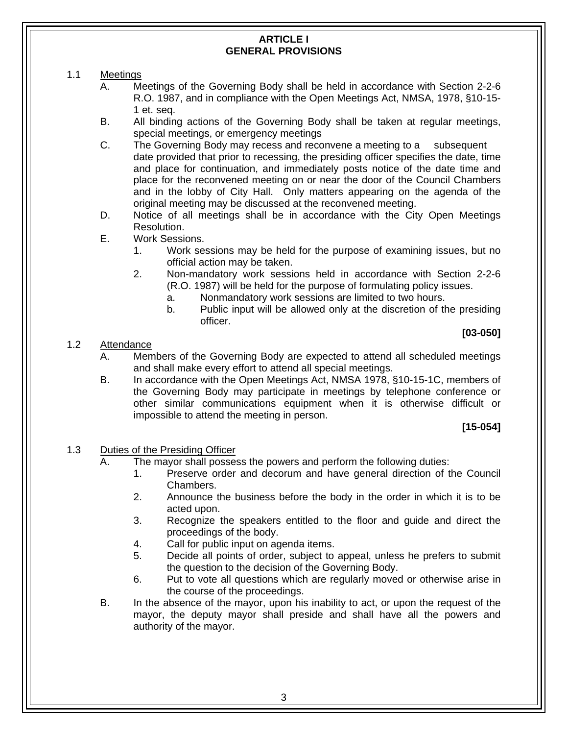# ARTICLE I
# GENERAL PROVISIONS

1.1 Meetings

A. Meetings of the Governing Body shall be held in accordance with Section 2-2-6 R.O. 1987, and in compliance with the Open Meetings Act, NMSA, 1978, §10-15-1 et. seq.

B. All binding actions of the Governing Body shall be taken at regular meetings, special meetings, or emergency meetings

C. The Governing Body may recess and reconvene a meeting to a subsequent date provided that prior to recessing, the presiding officer specifies the date, time and place for continuation, and immediately posts notice of the date time and place for the reconvened meeting on or near the door of the Council Chambers and in the lobby of City Hall. Only matters appearing on the agenda of the original meeting may be discussed at the reconvened meeting.

D. Notice of all meetings shall be in accordance with the City Open Meetings Resolution.

E. Work Sessions.

1. Work sessions may be held for the purpose of examining issues, but no official action may be taken.
2. Non-mandatory work sessions held in accordance with Section 2-2-6 (R.O. 1987) will be held for the purpose of formulating policy issues.
   a. Nonmandatory work sessions are limited to two hours.
   b. Public input will be allowed only at the discretion of the presiding officer.

**[03-050]**

1.2 Attendance

A. Members of the Governing Body are expected to attend all scheduled meetings and shall make every effort to attend all special meetings.

B. In accordance with the Open Meetings Act, NMSA 1978, §10-15-1C, members of the Governing Body may participate in meetings by telephone conference or other similar communications equipment when it is otherwise difficult or impossible to attend the meeting in person.

**[15-054]**

1.3 Duties of the Presiding Officer

A. The mayor shall possess the powers and perform the following duties:

1. Preserve order and decorum and have general direction of the Council Chambers.
2. Announce the business before the body in the order in which it is to be acted upon.
3. Recognize the speakers entitled to the floor and guide and direct the proceedings of the body.
4. Call for public input on agenda items.
5. Decide all points of order, subject to appeal, unless he prefers to submit the question to the decision of the Governing Body.
6. Put to vote all questions which are regularly moved or otherwise arise in the course of the proceedings.

B. In the absence of the mayor, upon his inability to act, or upon the request of the mayor, the deputy mayor shall preside and shall have all the powers and authority of the mayor.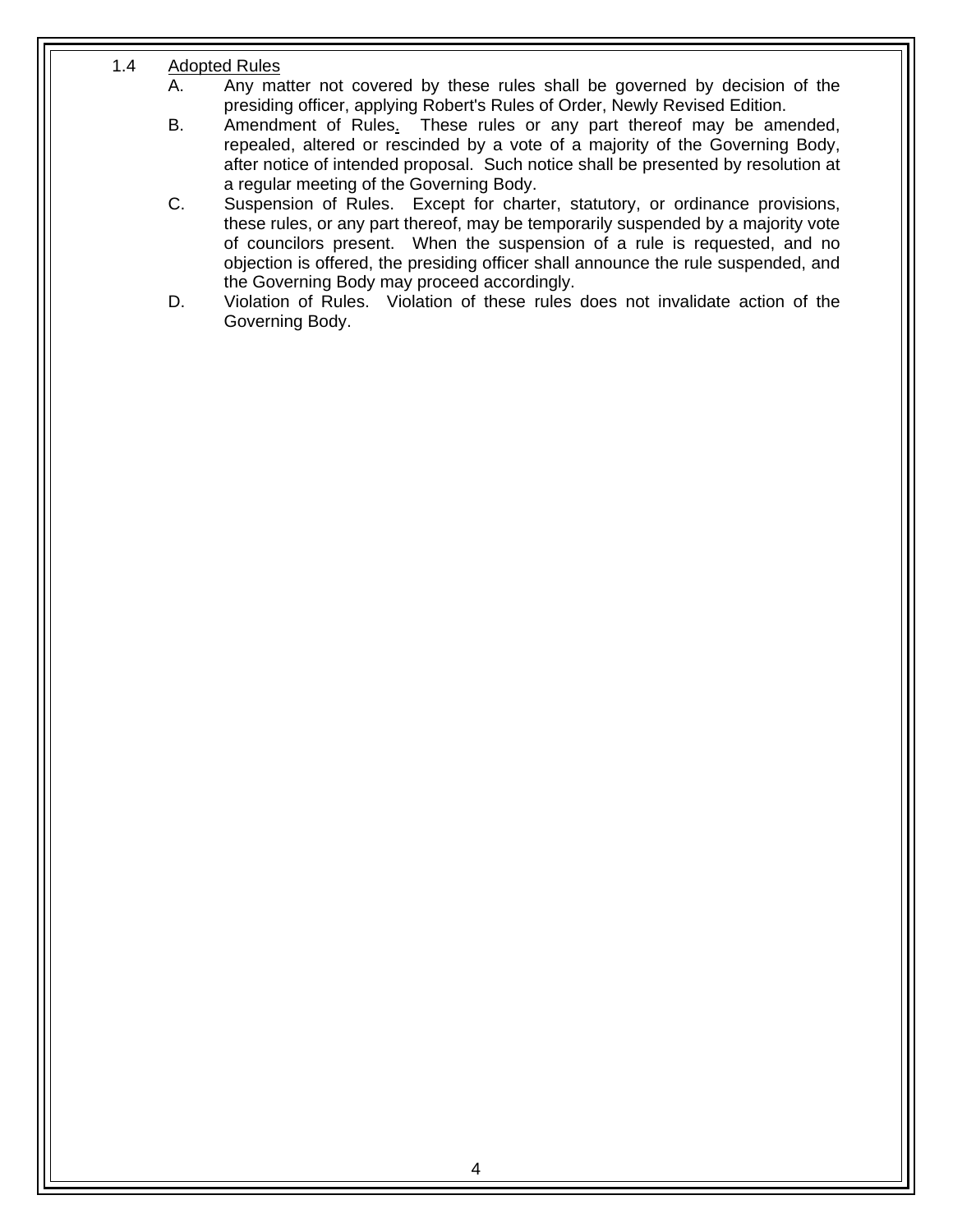1.4 <u>Adopted Rules</u>

A. Any matter not covered by these rules shall be governed by decision of the presiding officer, applying Robert's Rules of Order, Newly Revised Edition.

B. Amendment of Rules. These rules or any part thereof may be amended, repealed, altered or rescinded by a vote of a majority of the Governing Body, after notice of intended proposal. Such notice shall be presented by resolution at a regular meeting of the Governing Body.

C. Suspension of Rules. Except for charter, statutory, or ordinance provisions, these rules, or any part thereof, may be temporarily suspended by a majority vote of councilors present. When the suspension of a rule is requested, and no objection is offered, the presiding officer shall announce the rule suspended, and the Governing Body may proceed accordingly.

D. Violation of Rules. Violation of these rules does not invalidate action of the Governing Body.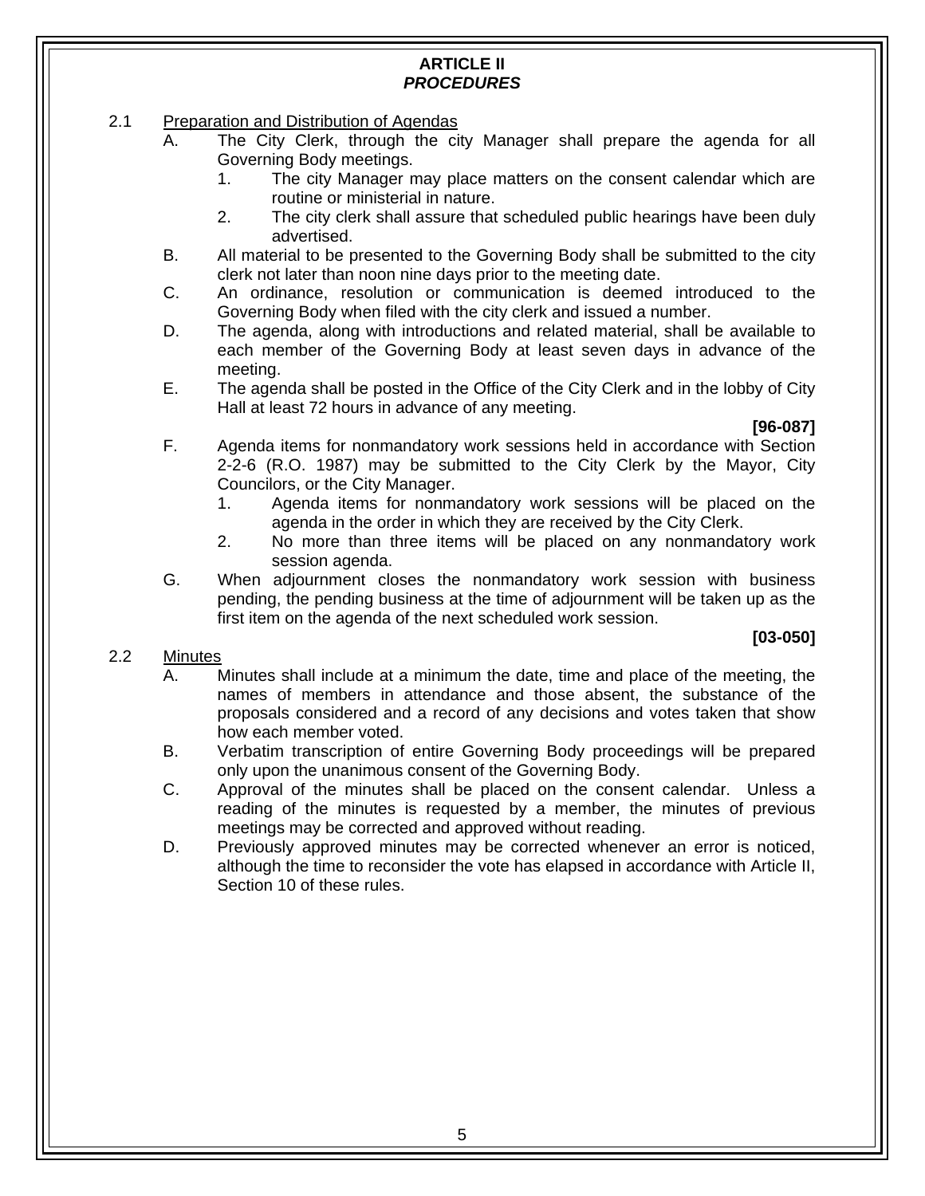# ARTICLE II
## *PROCEDURES*

2.1 Preparation and Distribution of Agendas

A. The City Clerk, through the city Manager shall prepare the agenda for all Governing Body meetings.
   1. The city Manager may place matters on the consent calendar which are routine or ministerial in nature.
   2. The city clerk shall assure that scheduled public hearings have been duly advertised.

B. All material to be presented to the Governing Body shall be submitted to the city clerk not later than noon nine days prior to the meeting date.

C. An ordinance, resolution or communication is deemed introduced to the Governing Body when filed with the city clerk and issued a number.

D. The agenda, along with introductions and related material, shall be available to each member of the Governing Body at least seven days in advance of the meeting.

E. The agenda shall be posted in the Office of the City Clerk and in the lobby of City Hall at least 72 hours in advance of any meeting.

**[96-087]**

F. Agenda items for nonmandatory work sessions held in accordance with Section 2-2-6 (R.O. 1987) may be submitted to the City Clerk by the Mayor, City Councilors, or the City Manager.
   1. Agenda items for nonmandatory work sessions will be placed on the agenda in the order in which they are received by the City Clerk.
   2. No more than three items will be placed on any nonmandatory work session agenda.

G. When adjournment closes the nonmandatory work session with business pending, the pending business at the time of adjournment will be taken up as the first item on the agenda of the next scheduled work session.

**[03-050]**

2.2 Minutes

A. Minutes shall include at a minimum the date, time and place of the meeting, the names of members in attendance and those absent, the substance of the proposals considered and a record of any decisions and votes taken that show how each member voted.

B. Verbatim transcription of entire Governing Body proceedings will be prepared only upon the unanimous consent of the Governing Body.

C. Approval of the minutes shall be placed on the consent calendar. Unless a reading of the minutes is requested by a member, the minutes of previous meetings may be corrected and approved without reading.

D. Previously approved minutes may be corrected whenever an error is noticed, although the time to reconsider the vote has elapsed in accordance with Article II, Section 10 of these rules.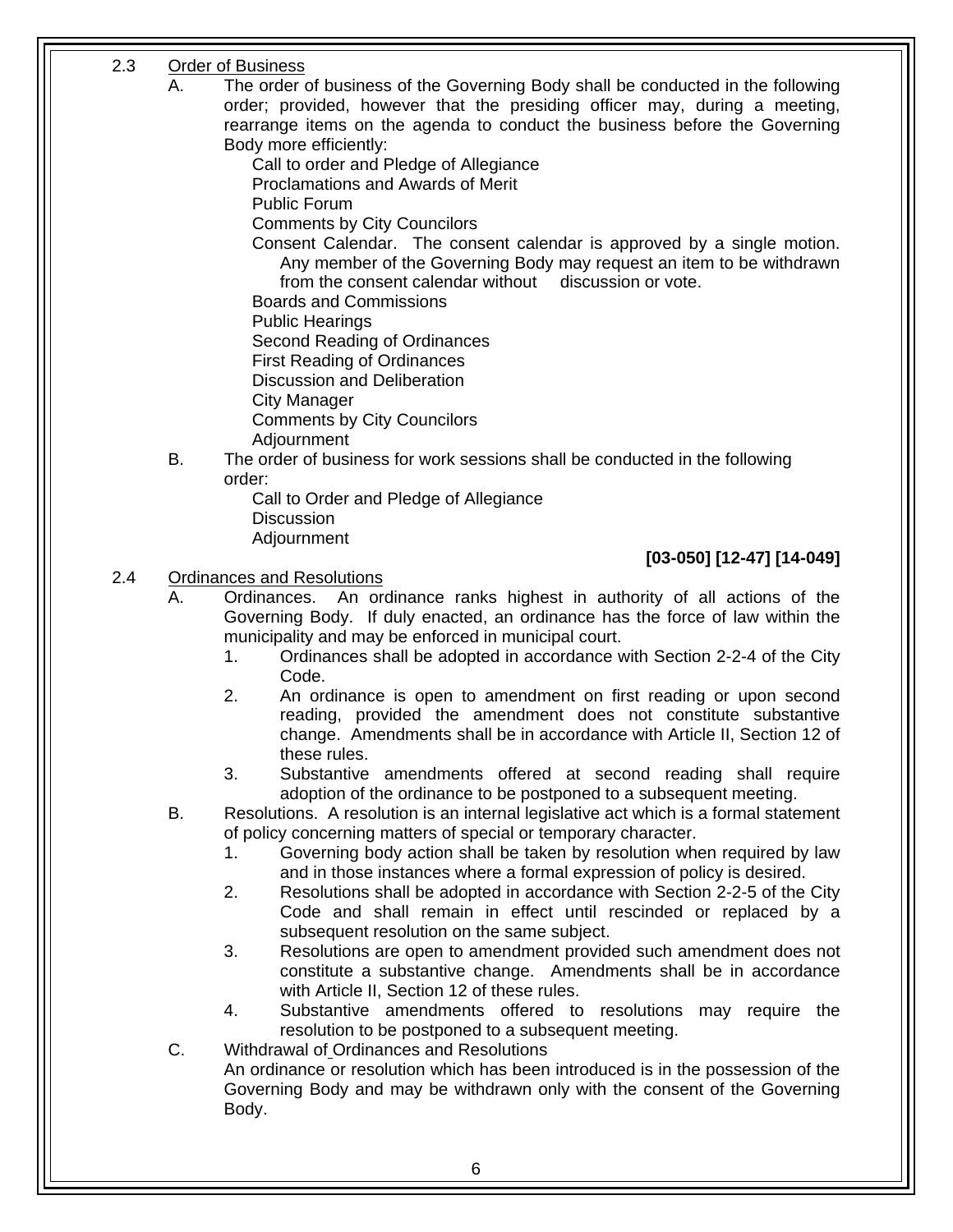2.3 Order of Business

A. The order of business of the Governing Body shall be conducted in the following order; provided, however that the presiding officer may, during a meeting, rearrange items on the agenda to conduct the business before the Governing Body more efficiently:

Call to order and Pledge of Allegiance
Proclamations and Awards of Merit
Public Forum
Comments by City Councilors
Consent Calendar. The consent calendar is approved by a single motion. Any member of the Governing Body may request an item to be withdrawn from the consent calendar without discussion or vote.
Boards and Commissions
Public Hearings
Second Reading of Ordinances
First Reading of Ordinances
Discussion and Deliberation
City Manager
Comments by City Councilors
Adjournment

B. The order of business for work sessions shall be conducted in the following order:

Call to Order and Pledge of Allegiance
Discussion
Adjournment

**[03-050] [12-47] [14-049]**

2.4 Ordinances and Resolutions

A. Ordinances. An ordinance ranks highest in authority of all actions of the Governing Body. If duly enacted, an ordinance has the force of law within the municipality and may be enforced in municipal court.

1. Ordinances shall be adopted in accordance with Section 2-2-4 of the City Code.
2. An ordinance is open to amendment on first reading or upon second reading, provided the amendment does not constitute substantive change. Amendments shall be in accordance with Article II, Section 12 of these rules.
3. Substantive amendments offered at second reading shall require adoption of the ordinance to be postponed to a subsequent meeting.

B. Resolutions. A resolution is an internal legislative act which is a formal statement of policy concerning matters of special or temporary character.

1. Governing body action shall be taken by resolution when required by law and in those instances where a formal expression of policy is desired.
2. Resolutions shall be adopted in accordance with Section 2-2-5 of the City Code and shall remain in effect until rescinded or replaced by a subsequent resolution on the same subject.
3. Resolutions are open to amendment provided such amendment does not constitute a substantive change. Amendments shall be in accordance with Article II, Section 12 of these rules.
4. Substantive amendments offered to resolutions may require the resolution to be postponed to a subsequent meeting.

C. Withdrawal of Ordinances and Resolutions

An ordinance or resolution which has been introduced is in the possession of the Governing Body and may be withdrawn only with the consent of the Governing Body.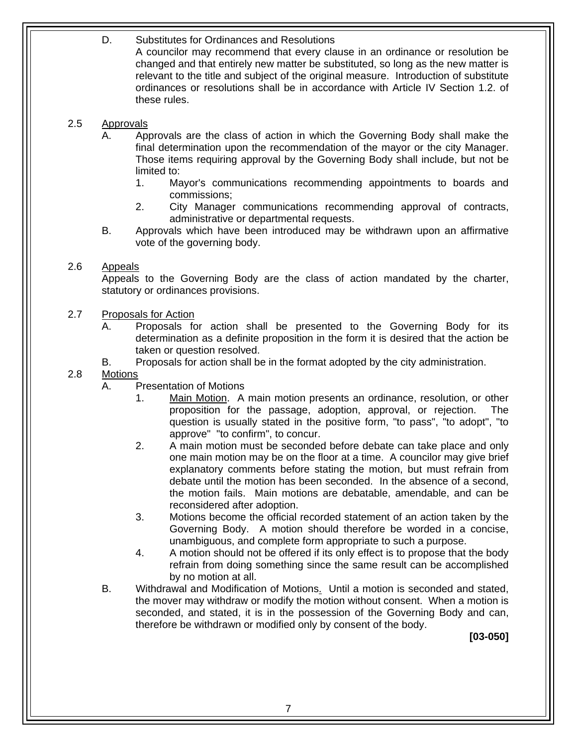D. Substitutes for Ordinances and Resolutions
A councilor may recommend that every clause in an ordinance or resolution be changed and that entirely new matter be substituted, so long as the new matter is relevant to the title and subject of the original measure. Introduction of substitute ordinances or resolutions shall be in accordance with Article IV Section 1.2. of these rules.

2.5 <u>Approvals</u>

A. Approvals are the class of action in which the Governing Body shall make the final determination upon the recommendation of the mayor or the city Manager. Those items requiring approval by the Governing Body shall include, but not be limited to:
   1. Mayor's communications recommending appointments to boards and commissions;
   2. City Manager communications recommending approval of contracts, administrative or departmental requests.

B. Approvals which have been introduced may be withdrawn upon an affirmative vote of the governing body.

2.6 <u>Appeals</u>

Appeals to the Governing Body are the class of action mandated by the charter, statutory or ordinances provisions.

2.7 <u>Proposals for Action</u>

A. Proposals for action shall be presented to the Governing Body for its determination as a definite proposition in the form it is desired that the action be taken or question resolved.

B. Proposals for action shall be in the format adopted by the city administration.

2.8 <u>Motions</u>

A. Presentation of Motions
   1. <u>Main Motion</u>. A main motion presents an ordinance, resolution, or other proposition for the passage, adoption, approval, or rejection. The question is usually stated in the positive form, "to pass", "to adopt", "to approve" "to confirm", to concur.
   2. A main motion must be seconded before debate can take place and only one main motion may be on the floor at a time. A councilor may give brief explanatory comments before stating the motion, but must refrain from debate until the motion has been seconded. In the absence of a second, the motion fails. Main motions are debatable, amendable, and can be reconsidered after adoption.
   3. Motions become the official recorded statement of an action taken by the Governing Body. A motion should therefore be worded in a concise, unambiguous, and complete form appropriate to such a purpose.
   4. A motion should not be offered if its only effect is to propose that the body refrain from doing something since the same result can be accomplished by no motion at all.

B. Withdrawal and Modification of Motions. Until a motion is seconded and stated, the mover may withdraw or modify the motion without consent. When a motion is seconded, and stated, it is in the possession of the Governing Body and can, therefore be withdrawn or modified only by consent of the body.

**[03-050]**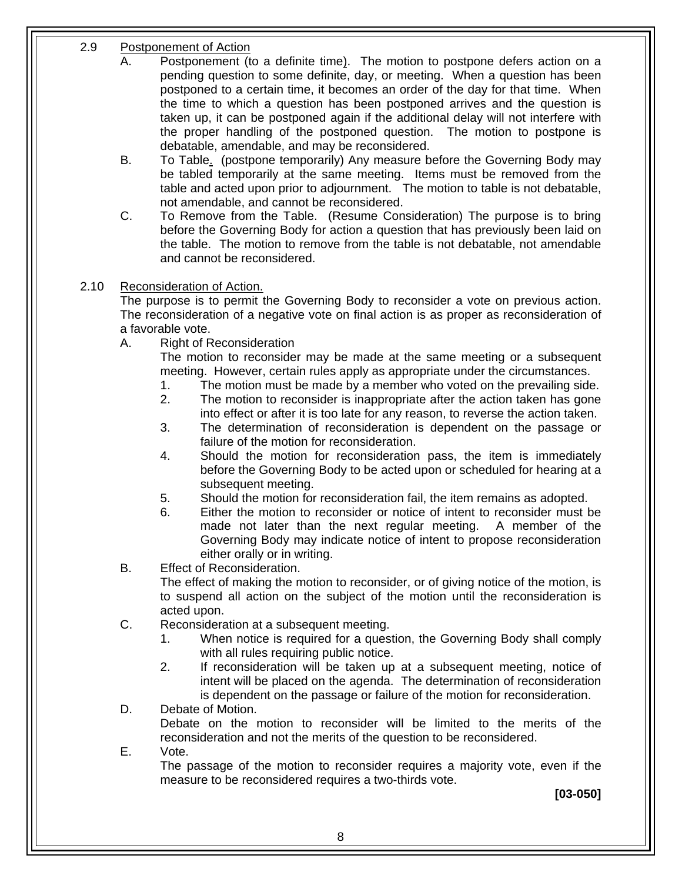2.9 <u>Postponement of Action</u>

A. Postponement (to a definite time). The motion to postpone defers action on a pending question to some definite, day, or meeting. When a question has been postponed to a certain time, it becomes an order of the day for that time. When the time to which a question has been postponed arrives and the question is taken up, it can be postponed again if the additional delay will not interfere with the proper handling of the postponed question. The motion to postpone is debatable, amendable, and may be reconsidered.

B. To Table. (postpone temporarily) Any measure before the Governing Body may be tabled temporarily at the same meeting. Items must be removed from the table and acted upon prior to adjournment. The motion to table is not debatable, not amendable, and cannot be reconsidered.

C. To Remove from the Table. (Resume Consideration) The purpose is to bring before the Governing Body for action a question that has previously been laid on the table. The motion to remove from the table is not debatable, not amendable and cannot be reconsidered.

2.10 <u>Reconsideration of Action.</u>

The purpose is to permit the Governing Body to reconsider a vote on previous action. The reconsideration of a negative vote on final action is as proper as reconsideration of a favorable vote.

A. Right of Reconsideration

The motion to reconsider may be made at the same meeting or a subsequent meeting. However, certain rules apply as appropriate under the circumstances.

1. The motion must be made by a member who voted on the prevailing side.
2. The motion to reconsider is inappropriate after the action taken has gone into effect or after it is too late for any reason, to reverse the action taken.
3. The determination of reconsideration is dependent on the passage or failure of the motion for reconsideration.
4. Should the motion for reconsideration pass, the item is immediately before the Governing Body to be acted upon or scheduled for hearing at a subsequent meeting.
5. Should the motion for reconsideration fail, the item remains as adopted.
6. Either the motion to reconsider or notice of intent to reconsider must be made not later than the next regular meeting. A member of the Governing Body may indicate notice of intent to propose reconsideration either orally or in writing.

B. Effect of Reconsideration.

The effect of making the motion to reconsider, or of giving notice of the motion, is to suspend all action on the subject of the motion until the reconsideration is acted upon.

C. Reconsideration at a subsequent meeting.

1. When notice is required for a question, the Governing Body shall comply with all rules requiring public notice.
2. If reconsideration will be taken up at a subsequent meeting, notice of intent will be placed on the agenda. The determination of reconsideration is dependent on the passage or failure of the motion for reconsideration.

D. Debate of Motion.

Debate on the motion to reconsider will be limited to the merits of the reconsideration and not the merits of the question to be reconsidered.

E. Vote.

The passage of the motion to reconsider requires a majority vote, even if the measure to be reconsidered requires a two-thirds vote.

**[03-050]**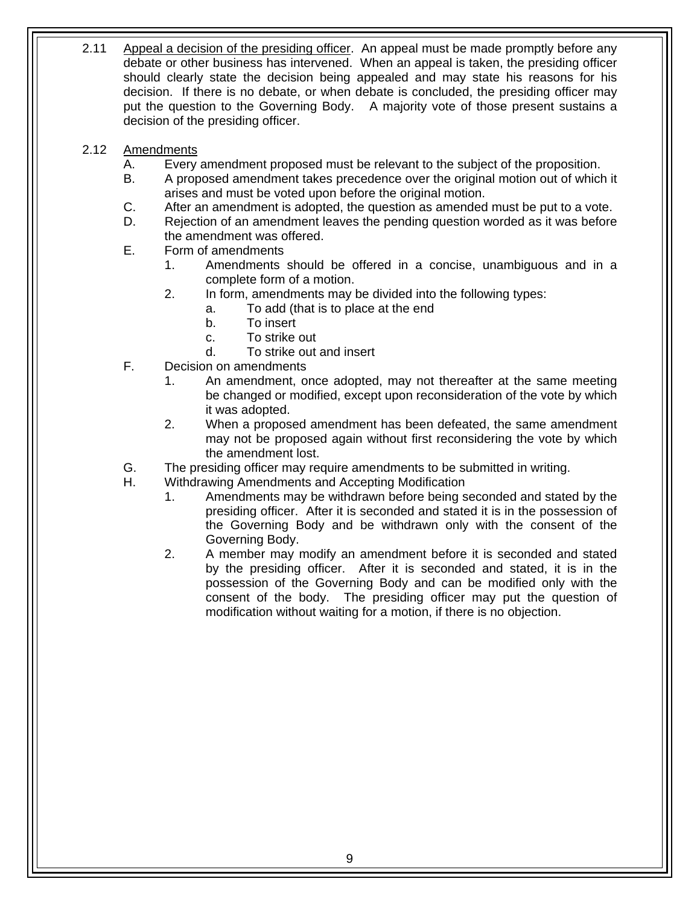2.11 <u>Appeal a decision of the presiding officer</u>. An appeal must be made promptly before any debate or other business has intervened. When an appeal is taken, the presiding officer should clearly state the decision being appealed and may state his reasons for his decision. If there is no debate, or when debate is concluded, the presiding officer may put the question to the Governing Body. A majority vote of those present sustains a decision of the presiding officer.

2.12 <u>Amendments</u>

- A. Every amendment proposed must be relevant to the subject of the proposition.
- B. A proposed amendment takes precedence over the original motion out of which it arises and must be voted upon before the original motion.
- C. After an amendment is adopted, the question as amended must be put to a vote.
- D. Rejection of an amendment leaves the pending question worded as it was before the amendment was offered.
- E. Form of amendments
  1. Amendments should be offered in a concise, unambiguous and in a complete form of a motion.
  2. In form, amendments may be divided into the following types:
     - a. To add (that is to place at the end
     - b. To insert
     - c. To strike out
     - d. To strike out and insert
- F. Decision on amendments
  1. An amendment, once adopted, may not thereafter at the same meeting be changed or modified, except upon reconsideration of the vote by which it was adopted.
  2. When a proposed amendment has been defeated, the same amendment may not be proposed again without first reconsidering the vote by which the amendment lost.
- G. The presiding officer may require amendments to be submitted in writing.
- H. Withdrawing Amendments and Accepting Modification
  1. Amendments may be withdrawn before being seconded and stated by the presiding officer. After it is seconded and stated it is in the possession of the Governing Body and be withdrawn only with the consent of the Governing Body.
  2. A member may modify an amendment before it is seconded and stated by the presiding officer. After it is seconded and stated, it is in the possession of the Governing Body and can be modified only with the consent of the body. The presiding officer may put the question of modification without waiting for a motion, if there is no objection.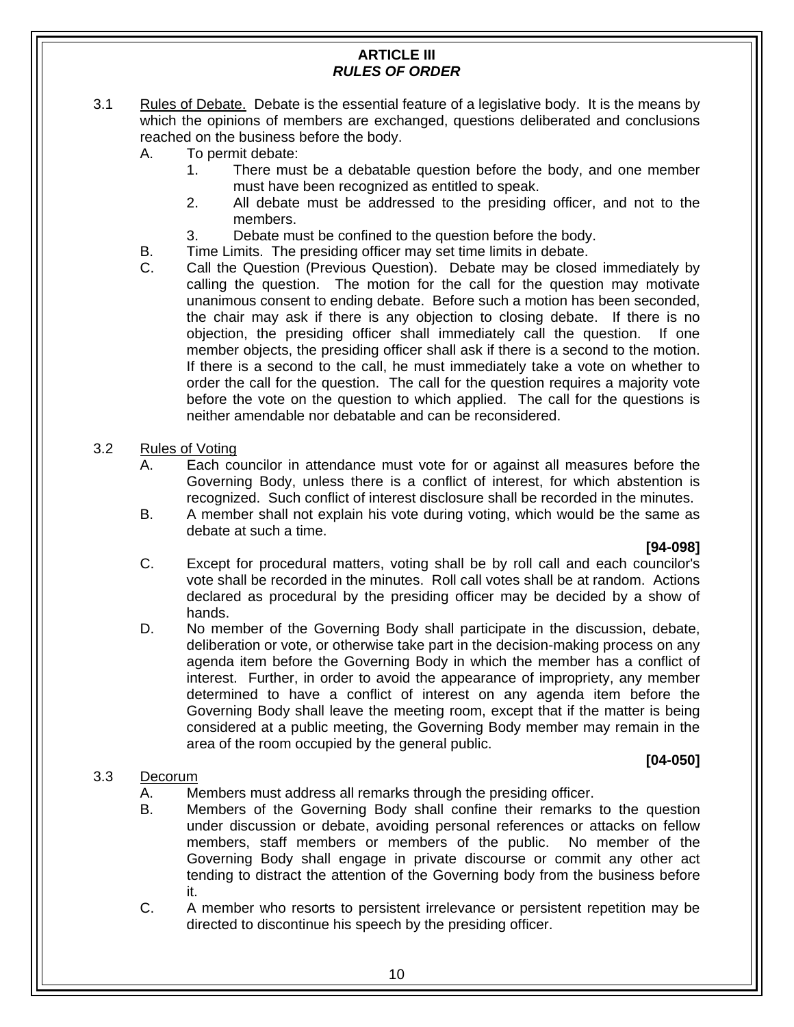## ARTICLE III
### *RULES OF ORDER*

3.1 Rules of Debate. Debate is the essential feature of a legislative body. It is the means by which the opinions of members are exchanged, questions deliberated and conclusions reached on the business before the body.

- A. To permit debate:
  1. There must be a debatable question before the body, and one member must have been recognized as entitled to speak.
  2. All debate must be addressed to the presiding officer, and not to the members.
  3. Debate must be confined to the question before the body.
- B. Time Limits. The presiding officer may set time limits in debate.
- C. Call the Question (Previous Question). Debate may be closed immediately by calling the question. The motion for the call for the question may motivate unanimous consent to ending debate. Before such a motion has been seconded, the chair may ask if there is any objection to closing debate. If there is no objection, the presiding officer shall immediately call the question. If one member objects, the presiding officer shall ask if there is a second to the motion. If there is a second to the call, he must immediately take a vote on whether to order the call for the question. The call for the question requires a majority vote before the vote on the question to which applied. The call for the questions is neither amendable nor debatable and can be reconsidered.

3.2 Rules of Voting

- A. Each councilor in attendance must vote for or against all measures before the Governing Body, unless there is a conflict of interest, for which abstention is recognized. Such conflict of interest disclosure shall be recorded in the minutes.
- B. A member shall not explain his vote during voting, which would be the same as debate at such a time.

**[94-098]**

- C. Except for procedural matters, voting shall be by roll call and each councilor's vote shall be recorded in the minutes. Roll call votes shall be at random. Actions declared as procedural by the presiding officer may be decided by a show of hands.
- D. No member of the Governing Body shall participate in the discussion, debate, deliberation or vote, or otherwise take part in the decision-making process on any agenda item before the Governing Body in which the member has a conflict of interest. Further, in order to avoid the appearance of impropriety, any member determined to have a conflict of interest on any agenda item before the Governing Body shall leave the meeting room, except that if the matter is being considered at a public meeting, the Governing Body member may remain in the area of the room occupied by the general public.

**[04-050]**

3.3 Decorum

- A. Members must address all remarks through the presiding officer.
- B. Members of the Governing Body shall confine their remarks to the question under discussion or debate, avoiding personal references or attacks on fellow members, staff members or members of the public. No member of the Governing Body shall engage in private discourse or commit any other act tending to distract the attention of the Governing body from the business before it.
- C. A member who resorts to persistent irrelevance or persistent repetition may be directed to discontinue his speech by the presiding officer.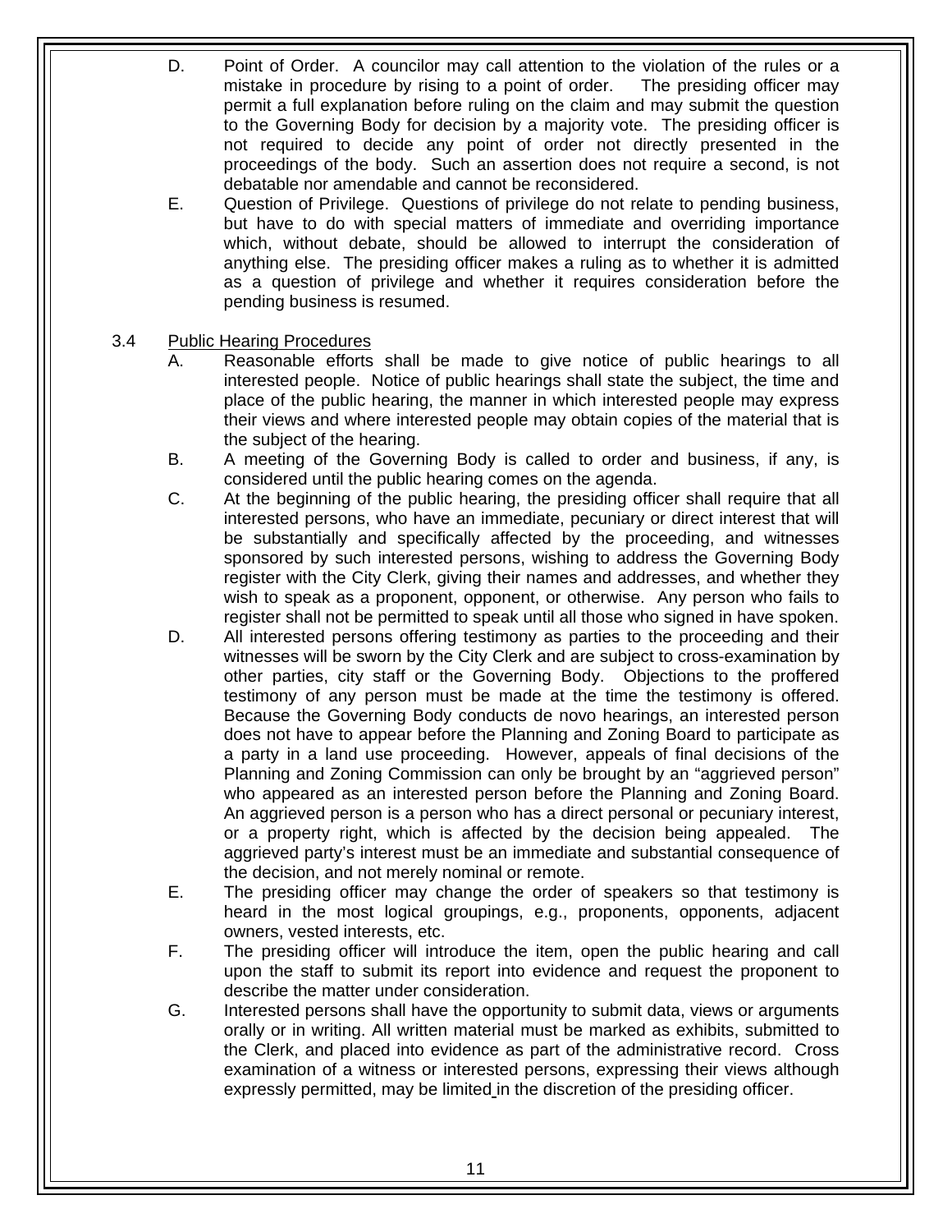D. Point of Order. A councilor may call attention to the violation of the rules or a mistake in procedure by rising to a point of order. The presiding officer may permit a full explanation before ruling on the claim and may submit the question to the Governing Body for decision by a majority vote. The presiding officer is not required to decide any point of order not directly presented in the proceedings of the body. Such an assertion does not require a second, is not debatable nor amendable and cannot be reconsidered.

E. Question of Privilege. Questions of privilege do not relate to pending business, but have to do with special matters of immediate and overriding importance which, without debate, should be allowed to interrupt the consideration of anything else. The presiding officer makes a ruling as to whether it is admitted as a question of privilege and whether it requires consideration before the pending business is resumed.

3.4 Public Hearing Procedures

A. Reasonable efforts shall be made to give notice of public hearings to all interested people. Notice of public hearings shall state the subject, the time and place of the public hearing, the manner in which interested people may express their views and where interested people may obtain copies of the material that is the subject of the hearing.

B. A meeting of the Governing Body is called to order and business, if any, is considered until the public hearing comes on the agenda.

C. At the beginning of the public hearing, the presiding officer shall require that all interested persons, who have an immediate, pecuniary or direct interest that will be substantially and specifically affected by the proceeding, and witnesses sponsored by such interested persons, wishing to address the Governing Body register with the City Clerk, giving their names and addresses, and whether they wish to speak as a proponent, opponent, or otherwise. Any person who fails to register shall not be permitted to speak until all those who signed in have spoken.

D. All interested persons offering testimony as parties to the proceeding and their witnesses will be sworn by the City Clerk and are subject to cross-examination by other parties, city staff or the Governing Body. Objections to the proffered testimony of any person must be made at the time the testimony is offered. Because the Governing Body conducts de novo hearings, an interested person does not have to appear before the Planning and Zoning Board to participate as a party in a land use proceeding. However, appeals of final decisions of the Planning and Zoning Commission can only be brought by an "aggrieved person" who appeared as an interested person before the Planning and Zoning Board. An aggrieved person is a person who has a direct personal or pecuniary interest, or a property right, which is affected by the decision being appealed. The aggrieved party's interest must be an immediate and substantial consequence of the decision, and not merely nominal or remote.

E. The presiding officer may change the order of speakers so that testimony is heard in the most logical groupings, e.g., proponents, opponents, adjacent owners, vested interests, etc.

F. The presiding officer will introduce the item, open the public hearing and call upon the staff to submit its report into evidence and request the proponent to describe the matter under consideration.

G. Interested persons shall have the opportunity to submit data, views or arguments orally or in writing. All written material must be marked as exhibits, submitted to the Clerk, and placed into evidence as part of the administrative record. Cross examination of a witness or interested persons, expressing their views although expressly permitted, may be limited in the discretion of the presiding officer.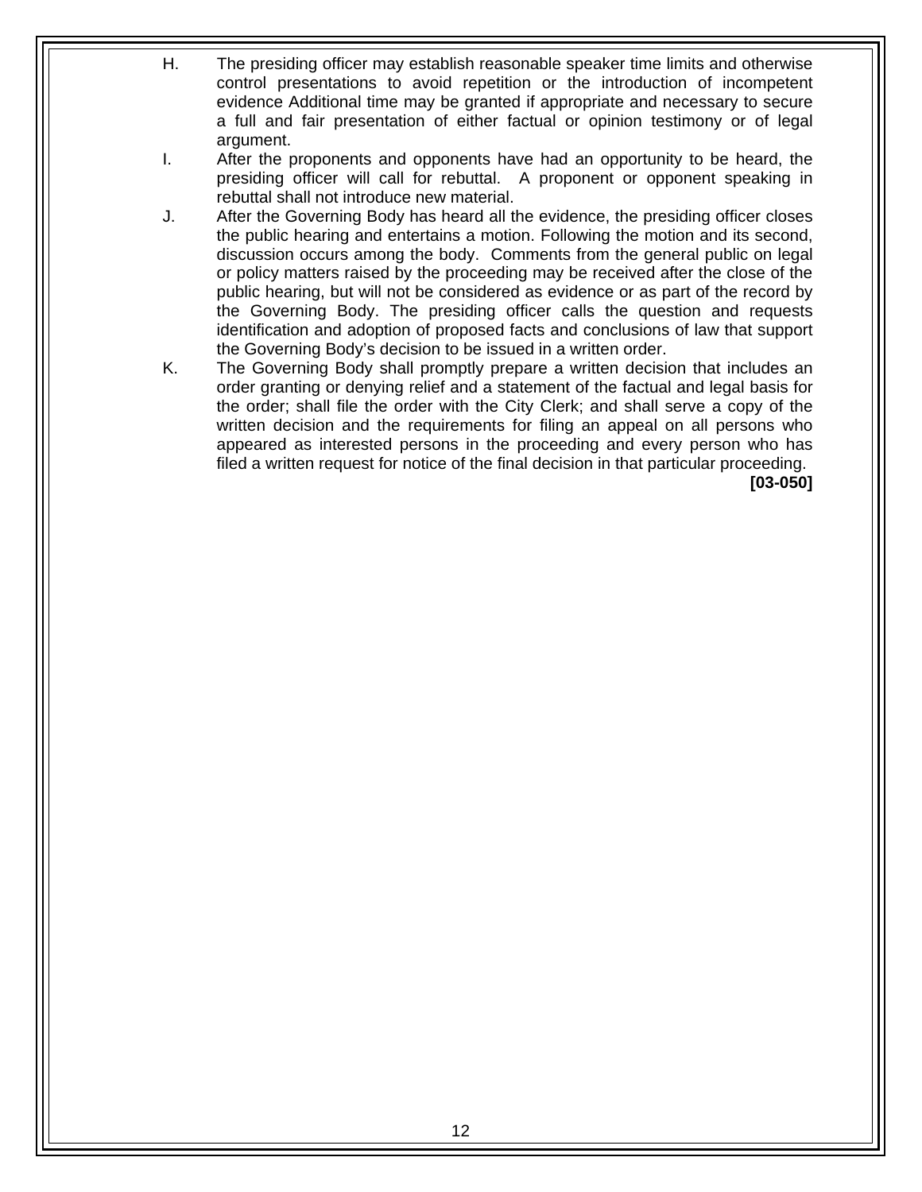H. The presiding officer may establish reasonable speaker time limits and otherwise control presentations to avoid repetition or the introduction of incompetent evidence Additional time may be granted if appropriate and necessary to secure a full and fair presentation of either factual or opinion testimony or of legal argument.

I. After the proponents and opponents have had an opportunity to be heard, the presiding officer will call for rebuttal. A proponent or opponent speaking in rebuttal shall not introduce new material.

J. After the Governing Body has heard all the evidence, the presiding officer closes the public hearing and entertains a motion. Following the motion and its second, discussion occurs among the body. Comments from the general public on legal or policy matters raised by the proceeding may be received after the close of the public hearing, but will not be considered as evidence or as part of the record by the Governing Body. The presiding officer calls the question and requests identification and adoption of proposed facts and conclusions of law that support the Governing Body's decision to be issued in a written order.

K. The Governing Body shall promptly prepare a written decision that includes an order granting or denying relief and a statement of the factual and legal basis for the order; shall file the order with the City Clerk; and shall serve a copy of the written decision and the requirements for filing an appeal on all persons who appeared as interested persons in the proceeding and every person who has filed a written request for notice of the final decision in that particular proceeding.

**[03-050]**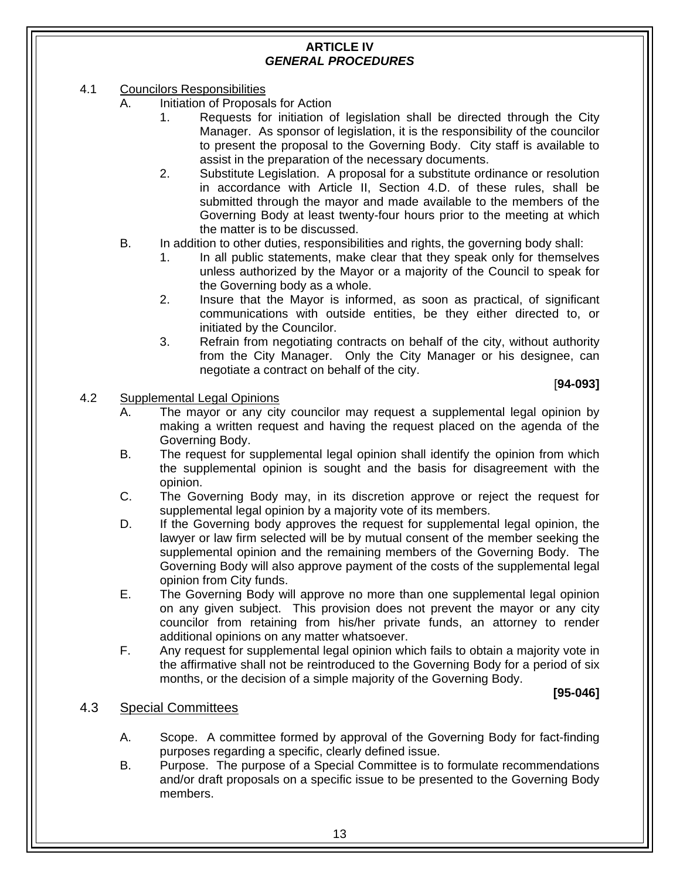# ARTICLE IV
## *GENERAL PROCEDURES*

4.1 Councilors Responsibilities

A. Initiation of Proposals for Action

1. Requests for initiation of legislation shall be directed through the City Manager. As sponsor of legislation, it is the responsibility of the councilor to present the proposal to the Governing Body. City staff is available to assist in the preparation of the necessary documents.
2. Substitute Legislation. A proposal for a substitute ordinance or resolution in accordance with Article II, Section 4.D. of these rules, shall be submitted through the mayor and made available to the members of the Governing Body at least twenty-four hours prior to the meeting at which the matter is to be discussed.

B. In addition to other duties, responsibilities and rights, the governing body shall:

1. In all public statements, make clear that they speak only for themselves unless authorized by the Mayor or a majority of the Council to speak for the Governing body as a whole.
2. Insure that the Mayor is informed, as soon as practical, of significant communications with outside entities, be they either directed to, or initiated by the Councilor.
3. Refrain from negotiating contracts on behalf of the city, without authority from the City Manager. Only the City Manager or his designee, can negotiate a contract on behalf of the city.

[**94-093]**

4.2 Supplemental Legal Opinions

A. The mayor or any city councilor may request a supplemental legal opinion by making a written request and having the request placed on the agenda of the Governing Body.

B. The request for supplemental legal opinion shall identify the opinion from which the supplemental opinion is sought and the basis for disagreement with the opinion.

C. The Governing Body may, in its discretion approve or reject the request for supplemental legal opinion by a majority vote of its members.

D. If the Governing body approves the request for supplemental legal opinion, the lawyer or law firm selected will be by mutual consent of the member seeking the supplemental opinion and the remaining members of the Governing Body. The Governing Body will also approve payment of the costs of the supplemental legal opinion from City funds.

E. The Governing Body will approve no more than one supplemental legal opinion on any given subject. This provision does not prevent the mayor or any city councilor from retaining from his/her private funds, an attorney to render additional opinions on any matter whatsoever.

F. Any request for supplemental legal opinion which fails to obtain a majority vote in the affirmative shall not be reintroduced to the Governing Body for a period of six months, or the decision of a simple majority of the Governing Body.

**[95-046]**

4.3 Special Committees

A. Scope. A committee formed by approval of the Governing Body for fact-finding purposes regarding a specific, clearly defined issue.

B. Purpose. The purpose of a Special Committee is to formulate recommendations and/or draft proposals on a specific issue to be presented to the Governing Body members.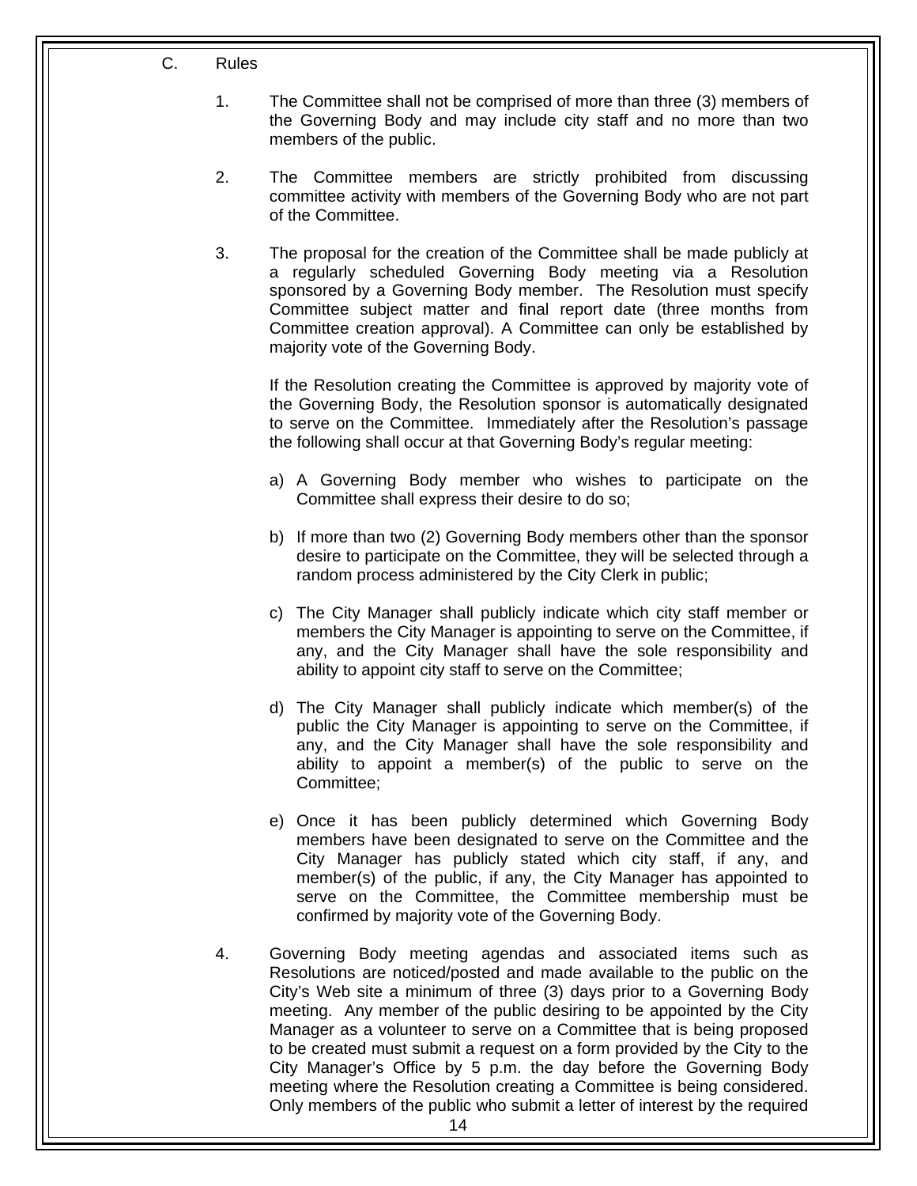C. Rules

1. The Committee shall not be comprised of more than three (3) members of the Governing Body and may include city staff and no more than two members of the public.

2. The Committee members are strictly prohibited from discussing committee activity with members of the Governing Body who are not part of the Committee.

3. The proposal for the creation of the Committee shall be made publicly at a regularly scheduled Governing Body meeting via a Resolution sponsored by a Governing Body member. The Resolution must specify Committee subject matter and final report date (three months from Committee creation approval). A Committee can only be established by majority vote of the Governing Body.

   If the Resolution creating the Committee is approved by majority vote of the Governing Body, the Resolution sponsor is automatically designated to serve on the Committee. Immediately after the Resolution's passage the following shall occur at that Governing Body's regular meeting:

   a) A Governing Body member who wishes to participate on the Committee shall express their desire to do so;

   b) If more than two (2) Governing Body members other than the sponsor desire to participate on the Committee, they will be selected through a random process administered by the City Clerk in public;

   c) The City Manager shall publicly indicate which city staff member or members the City Manager is appointing to serve on the Committee, if any, and the City Manager shall have the sole responsibility and ability to appoint city staff to serve on the Committee;

   d) The City Manager shall publicly indicate which member(s) of the public the City Manager is appointing to serve on the Committee, if any, and the City Manager shall have the sole responsibility and ability to appoint a member(s) of the public to serve on the Committee;

   e) Once it has been publicly determined which Governing Body members have been designated to serve on the Committee and the City Manager has publicly stated which city staff, if any, and member(s) of the public, if any, the City Manager has appointed to serve on the Committee, the Committee membership must be confirmed by majority vote of the Governing Body.

4. Governing Body meeting agendas and associated items such as Resolutions are noticed/posted and made available to the public on the City's Web site a minimum of three (3) days prior to a Governing Body meeting. Any member of the public desiring to be appointed by the City Manager as a volunteer to serve on a Committee that is being proposed to be created must submit a request on a form provided by the City to the City Manager's Office by 5 p.m. the day before the Governing Body meeting where the Resolution creating a Committee is being considered. Only members of the public who submit a letter of interest by the required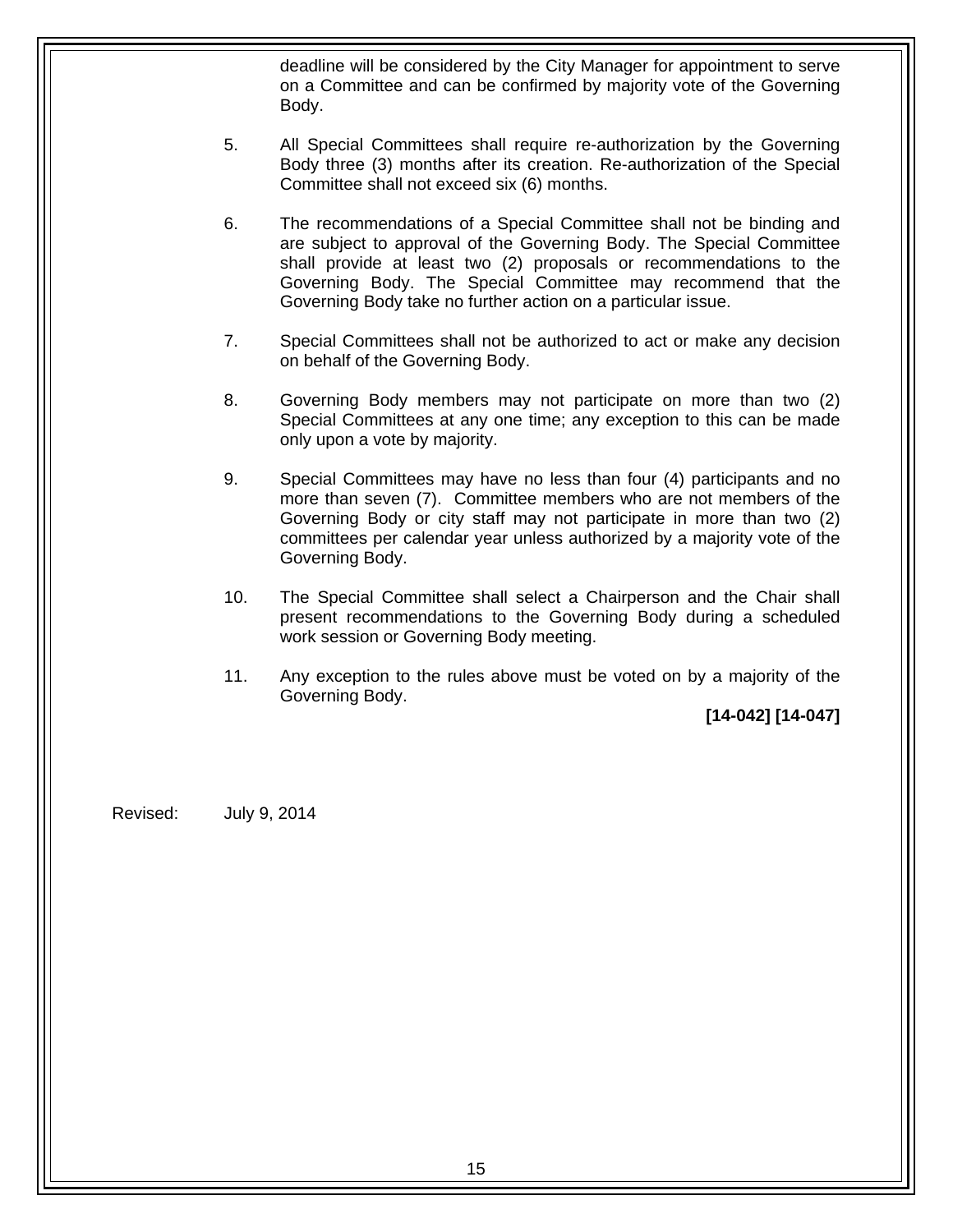deadline will be considered by the City Manager for appointment to serve on a Committee and can be confirmed by majority vote of the Governing Body.

5. All Special Committees shall require re-authorization by the Governing Body three (3) months after its creation. Re-authorization of the Special Committee shall not exceed six (6) months.

6. The recommendations of a Special Committee shall not be binding and are subject to approval of the Governing Body. The Special Committee shall provide at least two (2) proposals or recommendations to the Governing Body. The Special Committee may recommend that the Governing Body take no further action on a particular issue.

7. Special Committees shall not be authorized to act or make any decision on behalf of the Governing Body.

8. Governing Body members may not participate on more than two (2) Special Committees at any one time; any exception to this can be made only upon a vote by majority.

9. Special Committees may have no less than four (4) participants and no more than seven (7). Committee members who are not members of the Governing Body or city staff may not participate in more than two (2) committees per calendar year unless authorized by a majority vote of the Governing Body.

10. The Special Committee shall select a Chairperson and the Chair shall present recommendations to the Governing Body during a scheduled work session or Governing Body meeting.

11. Any exception to the rules above must be voted on by a majority of the Governing Body.

**[14-042] [14-047]**

Revised: July 9, 2014